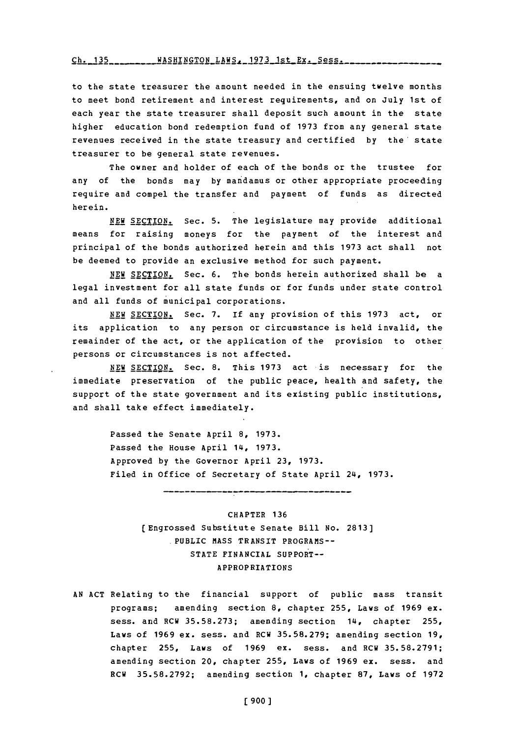to the state treasurer the amount needed in the ensuing twelve months to meet bond retirement and interest requirements, and on July 1st of each year the state treasurer shall deposit such amount in the state higher education bond redemption fund of 1973 from any general state revenues received in the state treasury and certified by the state treasurer to be general state revenues.

The owner and holder of each of the bonds or the trustee for any of the bonds may by mandamus or other appropriate proceeding require and compel the transfer and payment of funds as directed herein.

NEW SECTION. Sec. 5. The legislature may provide additional means for raising moneys for the payment of the interest and principal of the bonds authorized herein and this 1973 act shall not be deemed to provide an exclusive method for such payment.

NEW SECTION. Sec. 6. The bonds herein authorized shall be a legal investment for all state funds or for funds under state control and all funds of municipal corporations.

NEW SECTION. Sec. 7. If any provision of this 1973 act, or its application to any person or circumstance is held invalid, the remainder of the act, or the application of the provision to other persons or circumstances is not affected.

NEW SECTION. Sec. 8. This 1973 act is necessary for the immediate preservation of the public peace, health and safety, the support of the state government and its existing public institutions, and shall take effect immediately.

Passed the Senate April 8, 1973.
Passed the House April 14, 1973.
Approved by the Governor April 23, 1973.
Filed in Office of Secretary of State April 24, 1973.

---

CHAPTER 136
[Engrossed Substitute Senate Bill No. 2813]
PUBLIC MASS TRANSIT PROGRAMS--
STATE FINANCIAL SUPPORT--
APPROPRIATIONS

AN ACT Relating to the financial support of public mass transit programs; amending section 8, chapter 255, Laws of 1969 ex. sess. and RCW 35.58.273; amending section 14, chapter 255, Laws of 1969 ex. sess. and RCW 35.58.279; amending section 19, chapter 255, Laws of 1969 ex. sess. and RCW 35.58.2791; amending section 20, chapter 255, Laws of 1969 ex. sess. and RCW 35.58.2792; amending section 1, chapter 87, Laws of 1972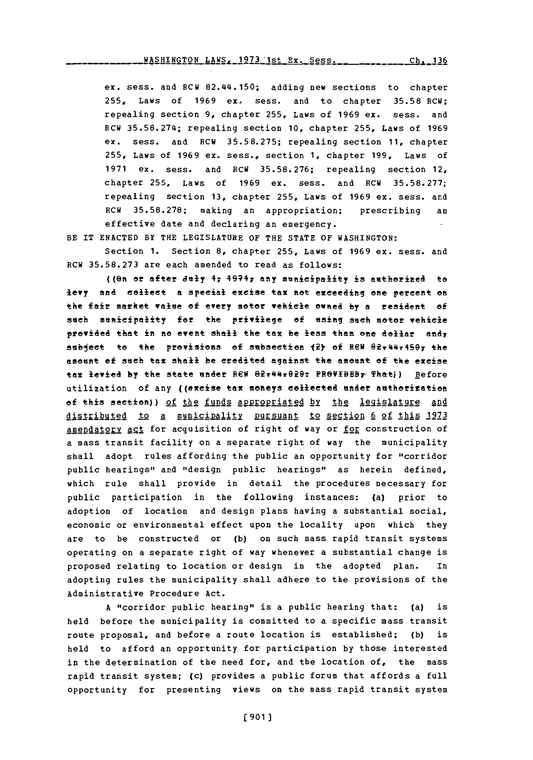ex. sess. and RCW 82.44.150; adding new sections to chapter 255, Laws of 1969 ex. sess. and to chapter 35.58 RCW; repealing section 9, chapter 255, Laws of 1969 ex. sess. and RCW 35.58.274; repealing section 10, chapter 255, Laws of 1969 ex. sess. and RCW 35.58.275; repealing section 11, chapter 255, Laws of 1969 ex. sess., section 1, chapter 199, Laws of 1971 ex. sess. and RCW 35.58.276; repealing section 12, chapter 255, Laws of 1969 ex. sess. and RCW 35.58.277; repealing section 13, chapter 255, Laws of 1969 ex. sess. and RCW 35.58.278; making an appropriation; prescribing an effective date and declaring an emergency.

BE IT ENACTED BY THE LEGISLATURE OF THE STATE OF WASHINGTON:

Section 1. Section 8, chapter 255, Laws of 1969 ex. sess. and RCW 35.58.273 are each amended to read as follows:

((On or after July 1, 1971, any municipality is authorized to levy and collect a special excise tax not exceeding one percent on the fair market value of every motor vehicle owned by a resident of such municipality for the privilege of using such motor vehicle provided that in no event shall the tax be less than one dollar and, subject to the provisions of subsection (2) of RCW 82.44.150, the amount of such tax shall be credited against the amount of the excise tax levied by the state under RCW 82.44.020: PROVIDED, That)) Before utilization of any ((excise tax moneys collected under authorization of this section)) of the funds appropriated by the legislature and distributed to a municipality pursuant to section 6 of this 1973 amendatory act for acquisition of right of way or for construction of a mass transit facility on a separate right of way the municipality shall adopt rules affording the public an opportunity for "corridor public hearings" and "design public hearings" as herein defined, which rule shall provide in detail the procedures necessary for public participation in the following instances: (a) prior to adoption of location and design plans having a substantial social, economic or environmental effect upon the locality upon which they are to be constructed or (b) on such mass rapid transit systems operating on a separate right of way whenever a substantial change is proposed relating to location or design in the adopted plan. In adopting rules the municipality shall adhere to the provisions of the Administrative Procedure Act.

A "corridor public hearing" is a public hearing that: (a) is held before the municipality is committed to a specific mass transit route proposal, and before a route location is established; (b) is held to afford an opportunity for participation by those interested in the determination of the need for, and the location of, the mass rapid transit system; (c) provides a public forum that affords a full opportunity for presenting views on the mass rapid transit system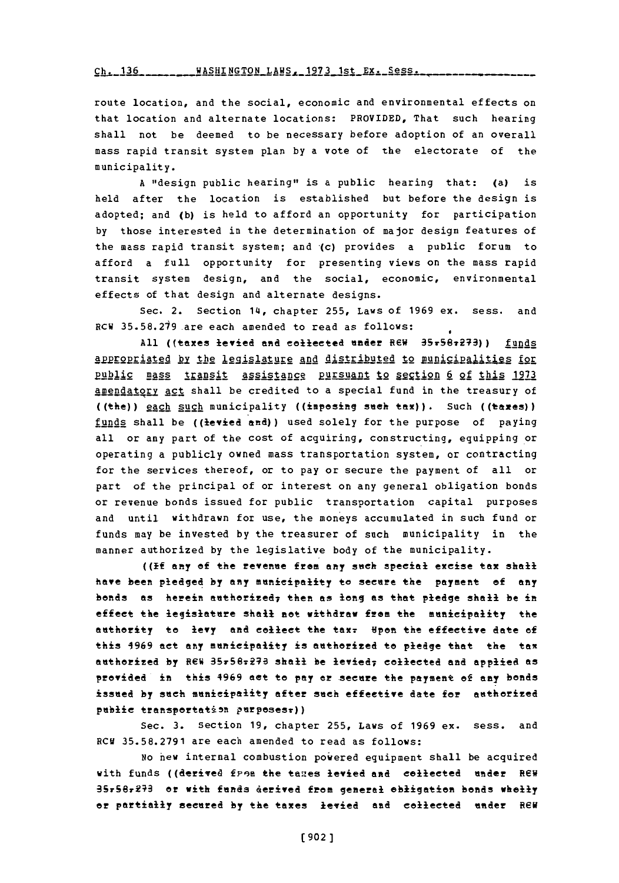route location, and the social, economic and environmental effects on that location and alternate locations: PROVIDED, That such hearing shall not be deemed to be necessary before adoption of an overall mass rapid transit system plan by a vote of the electorate of the municipality.

A "design public hearing" is a public hearing that: (a) is held after the location is established but before the design is adopted; and (b) is held to afford an opportunity for participation by those interested in the determination of major design features of the mass rapid transit system; and (c) provides a public forum to afford a full opportunity for presenting views on the mass rapid transit system design, and the social, economic, environmental effects of that design and alternate designs.

Sec. 2. Section 14, chapter 255, Laws of 1969 ex. sess. and RCW 35.58.279 are each amended to read as follows:

All ((taxes levied and collected under RCW 35.58.273)) funds appropriated by the legislature and distributed to municipalities for public mass transit assistance pursuant to section 6 of this 1973 amendatory act shall be credited to a special fund in the treasury of ((the)) each such municipality ((imposing such tax)). Such ((taxes)) funds shall be ((levied and)) used solely for the purpose of paying all or any part of the cost of acquiring, constructing, equipping or operating a publicly owned mass transportation system, or contracting for the services thereof, or to pay or secure the payment of all or part of the principal of or interest on any general obligation bonds or revenue bonds issued for public transportation capital purposes and until withdrawn for use, the moneys accumulated in such fund or funds may be invested by the treasurer of such municipality in the manner authorized by the legislative body of the municipality.

((If any of the revenue from any such special excise tax shall have been pledged by any municipality to secure the payment of any bonds as herein authorized, then as long as that pledge shall be in effect the legislature shall not withdraw from the municipality the authority to levy and collect the tax. Upon the effective date of this 1969 act any municipality is authorized to pledge that the tax authorized by RCW 35.58.273 shall be levied, collected and applied as provided in this 1969 act to pay or secure the payment of any bonds issued by such municipality after such effective date for authorized public transportation purposes.))

Sec. 3. Section 19, chapter 255, Laws of 1969 ex. sess. and RCW 35.58.2791 are each amended to read as follows:

No new internal combustion powered equipment shall be acquired with funds ((derived from the taxes levied and collected under RCW 35.58.273 or with funds derived from general obligation bonds wholly or partially secured by the taxes levied and collected under RCW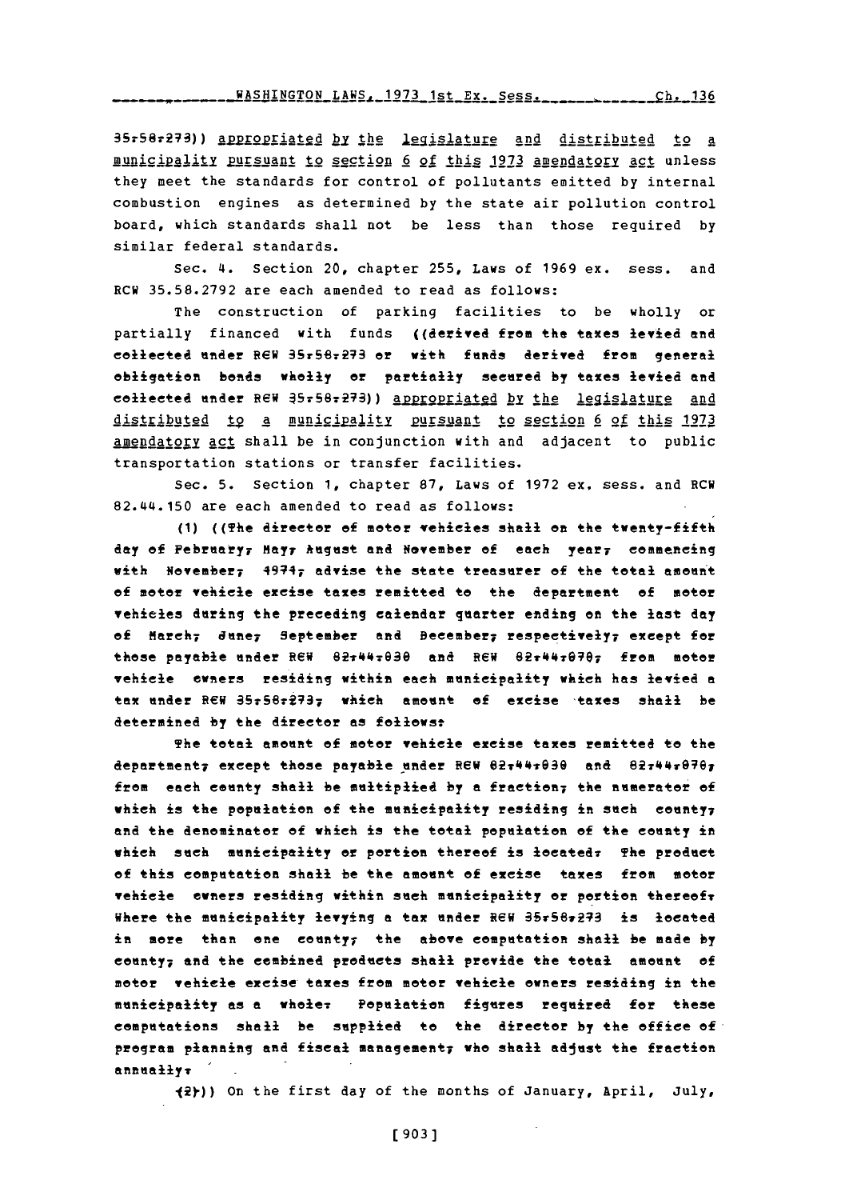35.58.273)) appropriated by the legislature and distributed to a municipality pursuant to section 6 of this 1973 amendatory act unless they meet the standards for control of pollutants emitted by internal combustion engines as determined by the state air pollution control board, which standards shall not be less than those required by similar federal standards.

Sec. 4. Section 20, chapter 255, Laws of 1969 ex. sess. and RCW 35.58.2792 are each amended to read as follows:

The construction of parking facilities to be wholly or partially financed with funds ((derived from the taxes levied and collected under RCW 35.58.273 or with funds derived from general obligation bonds wholly or partially secured by taxes levied and collected under RCW 35.58.273)) appropriated by the legislature and distributed to a municipality pursuant to section 6 of this 1973 amendatory act shall be in conjunction with and adjacent to public transportation stations or transfer facilities.

Sec. 5. Section 1, chapter 87, Laws of 1972 ex. sess. and RCW 82.44.150 are each amended to read as follows:

(1) ((The director of motor vehicles shall on the twenty-fifth day of February, May, August and November of each year, commencing with November, 1971, advise the state treasurer of the total amount of motor vehicle excise taxes remitted to the department of motor vehicles during the preceding calendar quarter ending on the last day of March, June, September and December, respectively, except for those payable under RCW 82.44.030 and RCW 82.44.070, from motor vehicle owners residing within each municipality which has levied a tax under RCW 35.58.273, which amount of excise taxes shall be determined by the director as follows:

The total amount of motor vehicle excise taxes remitted to the department, except those payable under RCW 82.44.030 and 82.44.070, from each county shall be multiplied by a fraction, the numerator of which is the population of the municipality residing in such county, and the denominator of which is the total population of the county in which such municipality or portion thereof is located. The product of this computation shall be the amount of excise taxes from motor vehicle owners residing within such municipality or portion thereof. Where the municipality levying a tax under RCW 35.58.273 is located in more than one county, the above computation shall be made by county, and the combined products shall provide the total amount of motor vehicle excise taxes from motor vehicle owners residing in the municipality as a whole. Population figures required for these computations shall be supplied to the director by the office of program planning and fiscal management, who shall adjust the fraction annually.

(2))) On the first day of the months of January, April, July,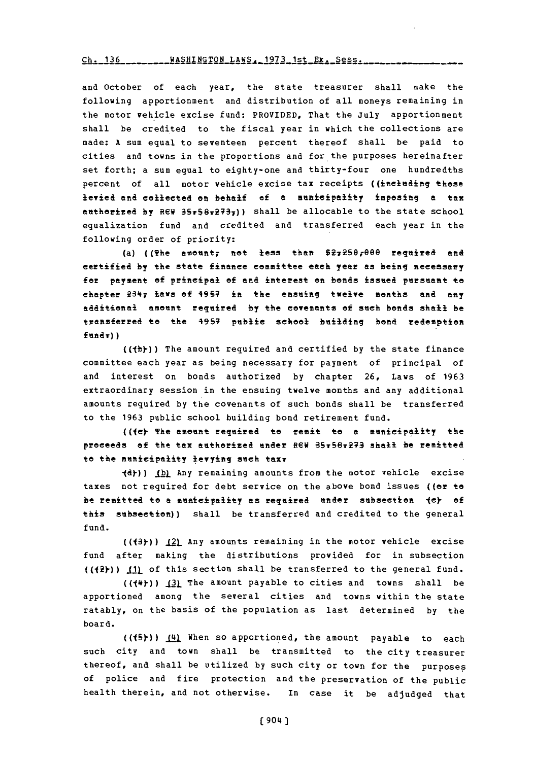and October of each year, the state treasurer shall make the following apportionment and distribution of all moneys remaining in the motor vehicle excise fund: PROVIDED, That the July apportionment shall be credited to the fiscal year in which the collections are made: A sum equal to seventeen percent thereof shall be paid to cities and towns in the proportions and for the purposes hereinafter set forth; a sum equal to eighty-one and thirty-four one hundredths percent of all motor vehicle excise tax receipts ((including those levied and collected on behalf of a municipality imposing a tax authorized by RCW 35.58.273,)) shall be allocable to the state school equalization fund and credited and transferred each year in the following order of priority:

(a) ((The amount, not less than $2,250,000 required and certified by the state finance committee each year as being necessary for payment of principal of and interest on bonds issued pursuant to chapter 234, Laws of 1957 in the ensuing twelve months and any additional amount required by the covenants of such bonds shall be transferred to the 1957 public school building bond redemption fund.))

(((b))) The amount required and certified by the state finance committee each year as being necessary for payment of principal of and interest on bonds authorized by chapter 26, Laws of 1963 extraordinary session in the ensuing twelve months and any additional amounts required by the covenants of such bonds shall be transferred to the 1963 public school building bond retirement fund.

(((c) The amount required to remit to a municipality the proceeds of the tax authorized under RCW 35.58.273 shall be remitted to the municipality levying such tax.

(d))) (b) Any remaining amounts from the motor vehicle excise taxes not required for debt service on the above bond issues ((or to be remitted to a municipality as required under subsection (c) of this subsection)) shall be transferred and credited to the general fund.

(((3))) (2) Any amounts remaining in the motor vehicle excise fund after making the distributions provided for in subsection (((2))) (1) of this section shall be transferred to the general fund.

(((4))) (3) The amount payable to cities and towns shall be apportioned among the several cities and towns within the state ratably, on the basis of the population as last determined by the board.

(((5))) (4) When so apportioned, the amount payable to each such city and town shall be transmitted to the city treasurer thereof, and shall be utilized by such city or town for the purposes of police and fire protection and the preservation of the public health therein, and not otherwise. In case it be adjudged that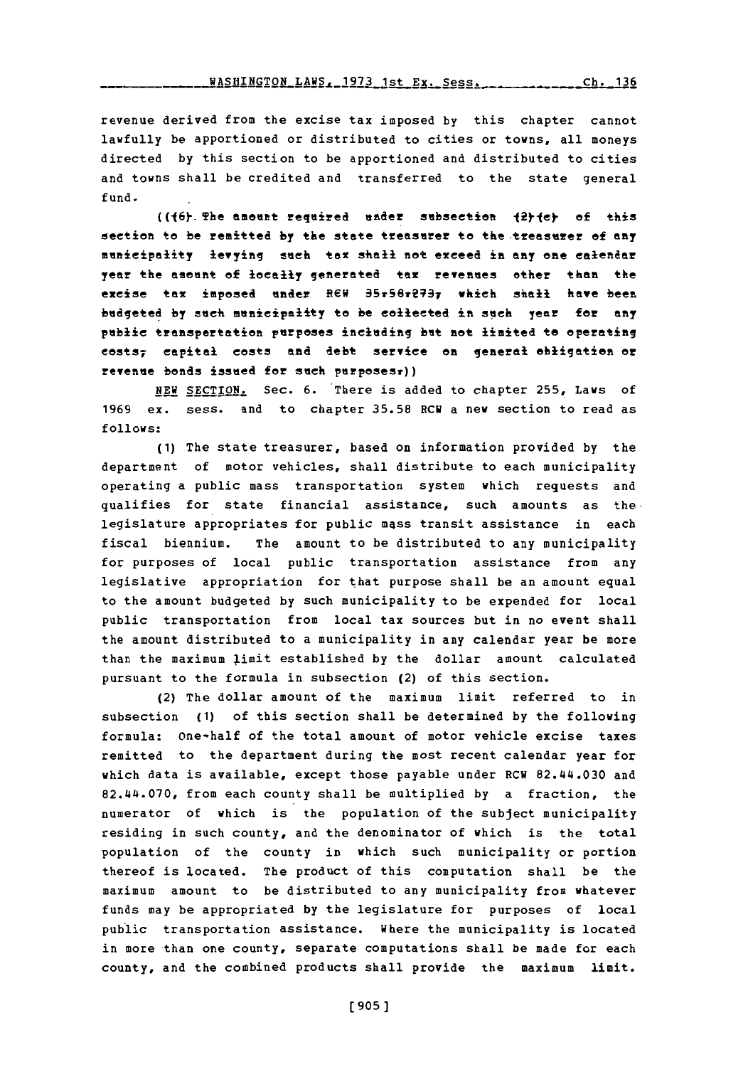revenue derived from the excise tax imposed by this chapter cannot lawfully be apportioned or distributed to cities or towns, all moneys directed by this section to be apportioned and distributed to cities and towns shall be credited and transferred to the state general fund.

((~~(6) The amount required under subsection (2)(c) of this section to be remitted by the state treasurer to the treasurer of any municipality levying such tax shall not exceed in any one calendar year the amount of locally generated tax revenues other than the excise tax imposed under RCW 35.58.273, which shall have been budgeted by such municipality to be collected in such year for any public transportation purposes including but not limited to operating costs, capital costs and debt service on general obligation or revenue bonds issued for such purposes.~~))

NEW SECTION. Sec. 6. There is added to chapter 255, Laws of 1969 ex. sess. and to chapter 35.58 RCW a new section to read as follows:

(1) The state treasurer, based on information provided by the department of motor vehicles, shall distribute to each municipality operating a public mass transportation system which requests and qualifies for state financial assistance, such amounts as the legislature appropriates for public mass transit assistance in each fiscal biennium. The amount to be distributed to any municipality for purposes of local public transportation assistance from any legislative appropriation for that purpose shall be an amount equal to the amount budgeted by such municipality to be expended for local public transportation from local tax sources but in no event shall the amount distributed to a municipality in any calendar year be more than the maximum limit established by the dollar amount calculated pursuant to the formula in subsection (2) of this section.

(2) The dollar amount of the maximum limit referred to in subsection (1) of this section shall be determined by the following formula: One-half of the total amount of motor vehicle excise taxes remitted to the department during the most recent calendar year for which data is available, except those payable under RCW 82.44.030 and 82.44.070, from each county shall be multiplied by a fraction, the numerator of which is the population of the subject municipality residing in such county, and the denominator of which is the total population of the county in which such municipality or portion thereof is located. The product of this computation shall be the maximum amount to be distributed to any municipality from whatever funds may be appropriated by the legislature for purposes of local public transportation assistance. Where the municipality is located in more than one county, separate computations shall be made for each county, and the combined products shall provide the maximum limit.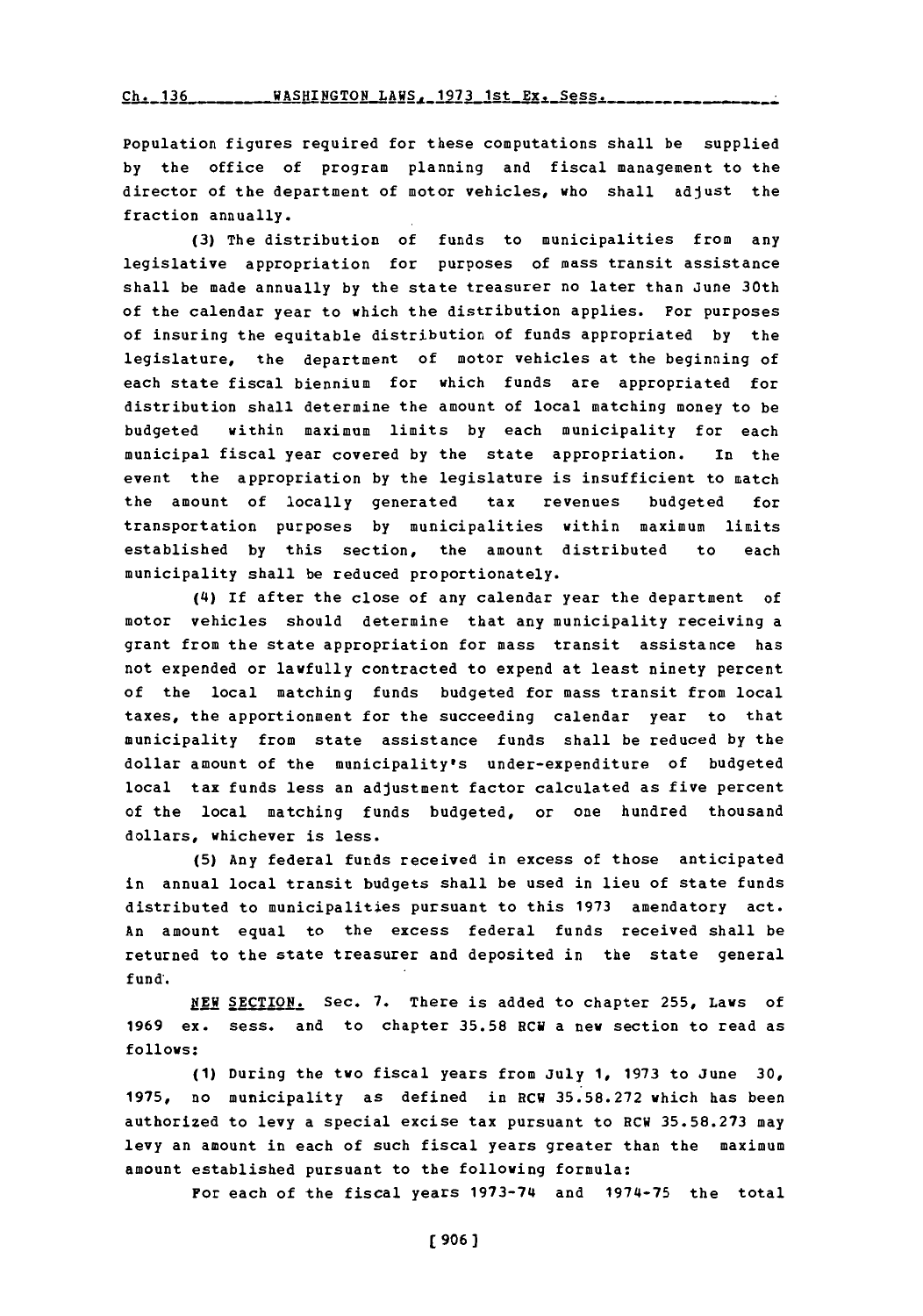Population figures required for these computations shall be supplied by the office of program planning and fiscal management to the director of the department of motor vehicles, who shall adjust the fraction annually.

(3) The distribution of funds to municipalities from any legislative appropriation for purposes of mass transit assistance shall be made annually by the state treasurer no later than June 30th of the calendar year to which the distribution applies. For purposes of insuring the equitable distribution of funds appropriated by the legislature, the department of motor vehicles at the beginning of each state fiscal biennium for which funds are appropriated for distribution shall determine the amount of local matching money to be budgeted within maximum limits by each municipality for each municipal fiscal year covered by the state appropriation. In the event the appropriation by the legislature is insufficient to match the amount of locally generated tax revenues budgeted for transportation purposes by municipalities within maximum limits established by this section, the amount distributed to each municipality shall be reduced proportionately.

(4) If after the close of any calendar year the department of motor vehicles should determine that any municipality receiving a grant from the state appropriation for mass transit assistance has not expended or lawfully contracted to expend at least ninety percent of the local matching funds budgeted for mass transit from local taxes, the apportionment for the succeeding calendar year to that municipality from state assistance funds shall be reduced by the dollar amount of the municipality's under-expenditure of budgeted local tax funds less an adjustment factor calculated as five percent of the local matching funds budgeted, or one hundred thousand dollars, whichever is less.

(5) Any federal funds received in excess of those anticipated in annual local transit budgets shall be used in lieu of state funds distributed to municipalities pursuant to this 1973 amendatory act. An amount equal to the excess federal funds received shall be returned to the state treasurer and deposited in the state general fund.

NEW SECTION. Sec. 7. There is added to chapter 255, Laws of 1969 ex. sess. and to chapter 35.58 RCW a new section to read as follows:

(1) During the two fiscal years from July 1, 1973 to June 30, 1975, no municipality as defined in RCW 35.58.272 which has been authorized to levy a special excise tax pursuant to RCW 35.58.273 may levy an amount in each of such fiscal years greater than the maximum amount established pursuant to the following formula:

For each of the fiscal years 1973-74 and 1974-75 the total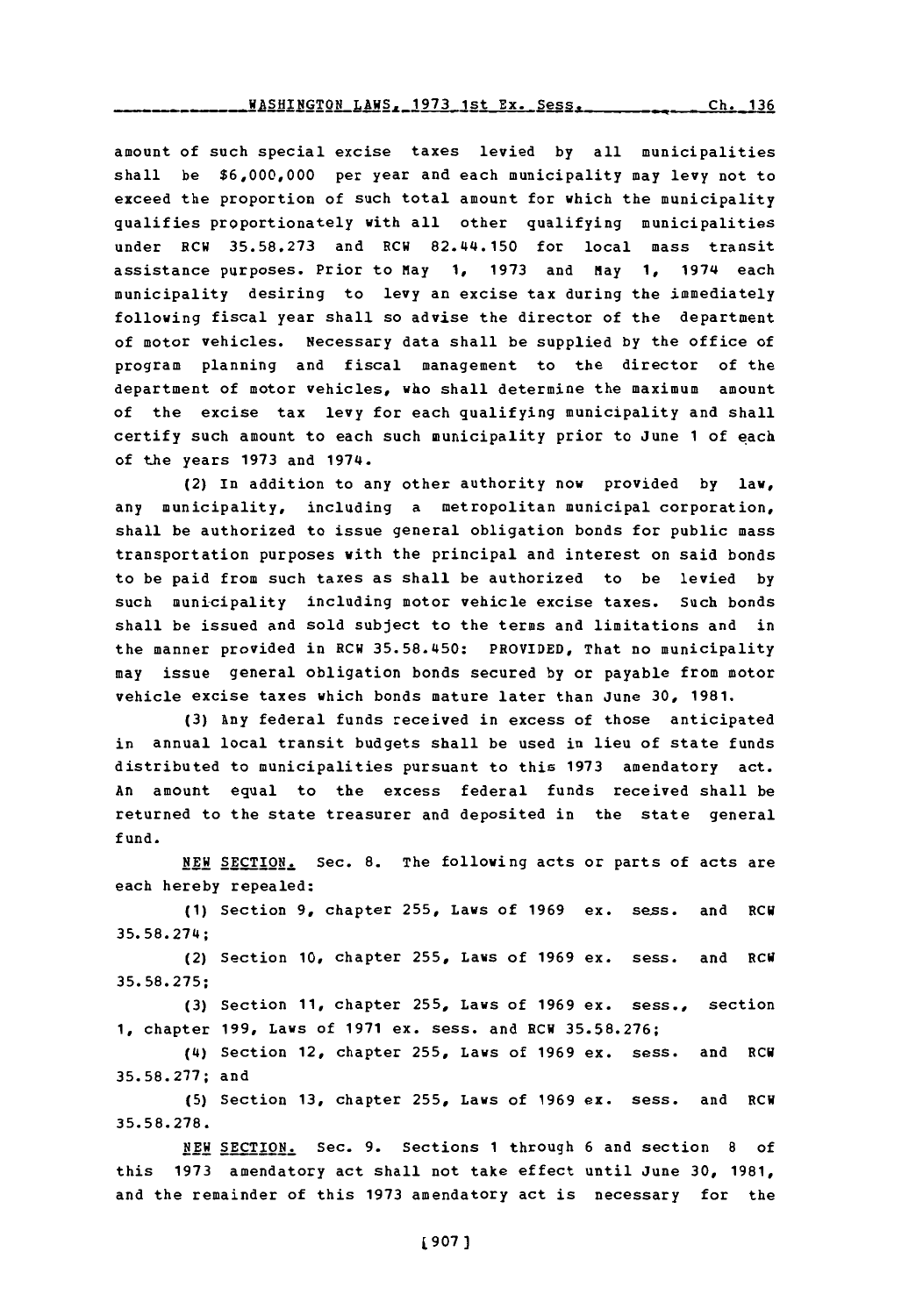amount of such special excise taxes levied by all municipalities shall be $6,000,000 per year and each municipality may levy not to exceed the proportion of such total amount for which the municipality qualifies proportionately with all other qualifying municipalities under RCW 35.58.273 and RCW 82.44.150 for local mass transit assistance purposes. Prior to May 1, 1973 and May 1, 1974 each municipality desiring to levy an excise tax during the immediately following fiscal year shall so advise the director of the department of motor vehicles. Necessary data shall be supplied by the office of program planning and fiscal management to the director of the department of motor vehicles, who shall determine the maximum amount of the excise tax levy for each qualifying municipality and shall certify such amount to each such municipality prior to June 1 of each of the years 1973 and 1974.

(2) In addition to any other authority now provided by law, any municipality, including a metropolitan municipal corporation, shall be authorized to issue general obligation bonds for public mass transportation purposes with the principal and interest on said bonds to be paid from such taxes as shall be authorized to be levied by such municipality including motor vehicle excise taxes. Such bonds shall be issued and sold subject to the terms and limitations and in the manner provided in RCW 35.58.450: PROVIDED, That no municipality may issue general obligation bonds secured by or payable from motor vehicle excise taxes which bonds mature later than June 30, 1981.

(3) Any federal funds received in excess of those anticipated in annual local transit budgets shall be used in lieu of state funds distributed to municipalities pursuant to this 1973 amendatory act. An amount equal to the excess federal funds received shall be returned to the state treasurer and deposited in the state general fund.

NEW SECTION. Sec. 8. The following acts or parts of acts are each hereby repealed:

(1) Section 9, chapter 255, Laws of 1969 ex. sess. and RCW 35.58.274;

(2) Section 10, chapter 255, Laws of 1969 ex. sess. and RCW 35.58.275;

(3) Section 11, chapter 255, Laws of 1969 ex. sess., section 1, chapter 199, Laws of 1971 ex. sess. and RCW 35.58.276;

(4) Section 12, chapter 255, Laws of 1969 ex. sess. and RCW 35.58.277; and

(5) Section 13, chapter 255, Laws of 1969 ex. sess. and RCW 35.58.278.

NEW SECTION. Sec. 9. Sections 1 through 6 and section 8 of this 1973 amendatory act shall not take effect until June 30, 1981, and the remainder of this 1973 amendatory act is necessary for the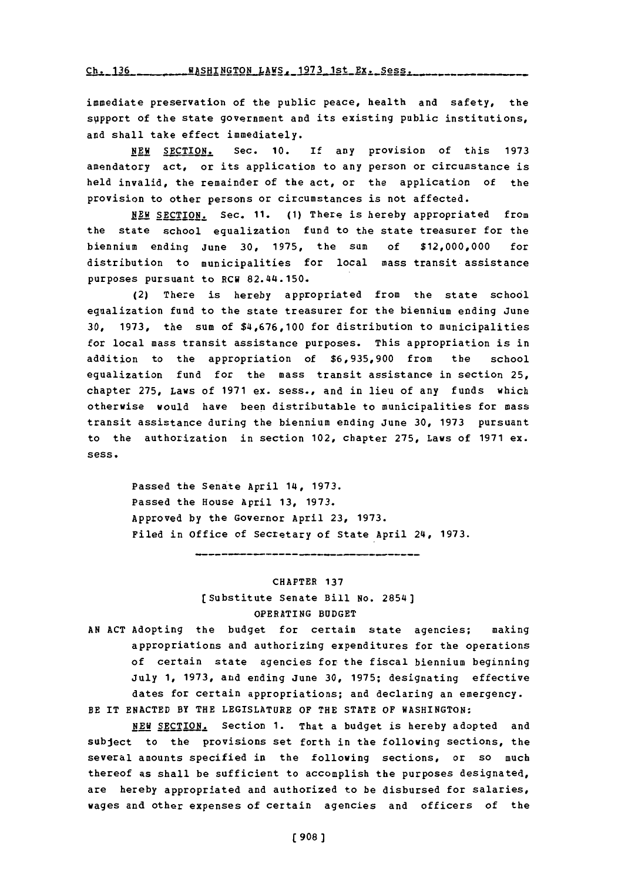immediate preservation of the public peace, health and safety, the support of the state government and its existing public institutions, and shall take effect immediately.

NEW SECTION. Sec. 10. If any provision of this 1973 amendatory act, or its application to any person or circumstance is held invalid, the remainder of the act, or the application of the provision to other persons or circumstances is not affected.

NEW SECTION. Sec. 11. (1) There is hereby appropriated from the state school equalization fund to the state treasurer for the biennium ending June 30, 1975, the sum of $12,000,000 for distribution to municipalities for local mass transit assistance purposes pursuant to RCW 82.44.150.

(2) There is hereby appropriated from the state school equalization fund to the state treasurer for the biennium ending June 30, 1973, the sum of $4,676,100 for distribution to municipalities for local mass transit assistance purposes. This appropriation is in addition to the appropriation of $6,935,900 from the school equalization fund for the mass transit assistance in section 25, chapter 275, Laws of 1971 ex. sess., and in lieu of any funds which otherwise would have been distributable to municipalities for mass transit assistance during the biennium ending June 30, 1973 pursuant to the authorization in section 102, chapter 275, Laws of 1971 ex. sess.

Passed the Senate April 14, 1973.
Passed the House April 13, 1973.
Approved by the Governor April 23, 1973.
Filed in Office of Secretary of State April 24, 1973.

---

## CHAPTER 137

### [Substitute Senate Bill No. 2854]

### OPERATING BUDGET

AN ACT Adopting the budget for certain state agencies; making appropriations and authorizing expenditures for the operations of certain state agencies for the fiscal biennium beginning July 1, 1973, and ending June 30, 1975; designating effective dates for certain appropriations; and declaring an emergency.

BE IT ENACTED BY THE LEGISLATURE OF THE STATE OF WASHINGTON:

NEW SECTION. Section 1. That a budget is hereby adopted and subject to the provisions set forth in the following sections, the several amounts specified in the following sections, or so much thereof as shall be sufficient to accomplish the purposes designated, are hereby appropriated and authorized to be disbursed for salaries, wages and other expenses of certain agencies and officers of the